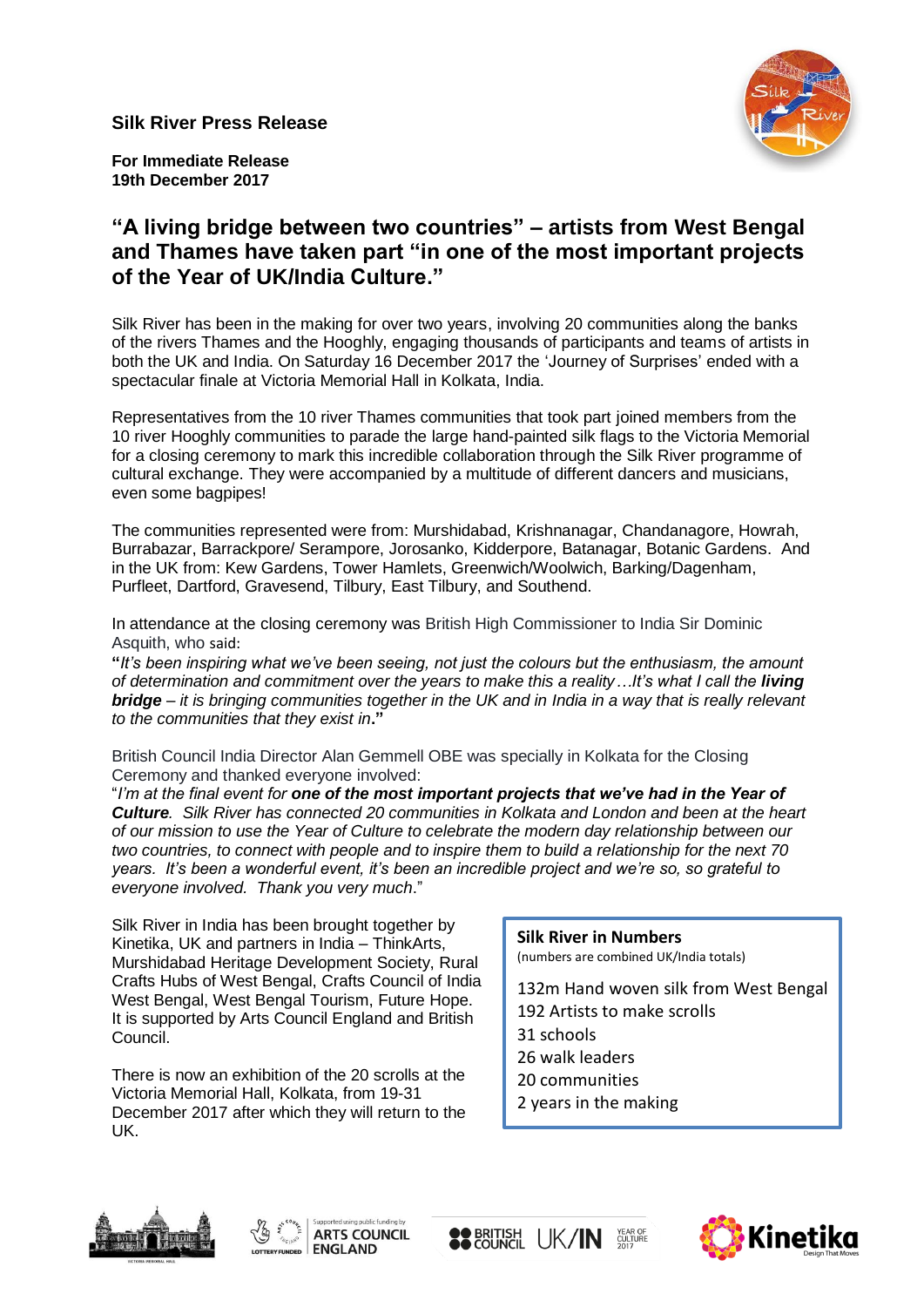**Silk River Press Release**

**For Immediate Release**
**19th December 2017**

## "A living bridge between two countries" – artists from West Bengal and Thames have taken part "in one of the most important projects of the Year of UK/India Culture."

Silk River has been in the making for over two years, involving 20 communities along the banks of the rivers Thames and the Hooghly, engaging thousands of participants and teams of artists in both the UK and India. On Saturday 16 December 2017 the 'Journey of Surprises' ended with a spectacular finale at Victoria Memorial Hall in Kolkata, India.

Representatives from the 10 river Thames communities that took part joined members from the 10 river Hooghly communities to parade the large hand-painted silk flags to the Victoria Memorial for a closing ceremony to mark this incredible collaboration through the Silk River programme of cultural exchange. They were accompanied by a multitude of different dancers and musicians, even some bagpipes!

The communities represented were from: Murshidabad, Krishnanagar, Chandanagore, Howrah, Burrabazar, Barrackpore/ Serampore, Jorosanko, Kidderpore, Batanagar, Botanic Gardens. And in the UK from: Kew Gardens, Tower Hamlets, Greenwich/Woolwich, Barking/Dagenham, Purfleet, Dartford, Gravesend, Tilbury, East Tilbury, and Southend.

In attendance at the closing ceremony was British High Commissioner to India Sir Dominic Asquith, who said:

**"***It's been inspiring what we've been seeing, not just the colours but the enthusiasm, the amount of determination and commitment over the years to make this a reality…It's what I call the **living bridge** – it is bringing communities together in the UK and in India in a way that is really relevant to the communities that they exist in***."**

British Council India Director Alan Gemmell OBE was specially in Kolkata for the Closing Ceremony and thanked everyone involved:

"*I'm at the final event for **one of the most important projects that we've had in the Year of Culture**. Silk River has connected 20 communities in Kolkata and London and been at the heart of our mission to use the Year of Culture to celebrate the modern day relationship between our two countries, to connect with people and to inspire them to build a relationship for the next 70 years. It's been a wonderful event, it's been an incredible project and we're so, so grateful to everyone involved. Thank you very much*."

Silk River in India has been brought together by Kinetika, UK and partners in India – ThinkArts, Murshidabad Heritage Development Society, Rural Crafts Hubs of West Bengal, Crafts Council of India West Bengal, West Bengal Tourism, Future Hope. It is supported by Arts Council England and British Council.

There is now an exhibition of the 20 scrolls at the Victoria Memorial Hall, Kolkata, from 19-31 December 2017 after which they will return to the UK.

**Silk River in Numbers**
(numbers are combined UK/India totals)

- 132m Hand woven silk from West Bengal
- 192 Artists to make scrolls
- 31 schools
- 26 walk leaders
- 20 communities
- 2 years in the making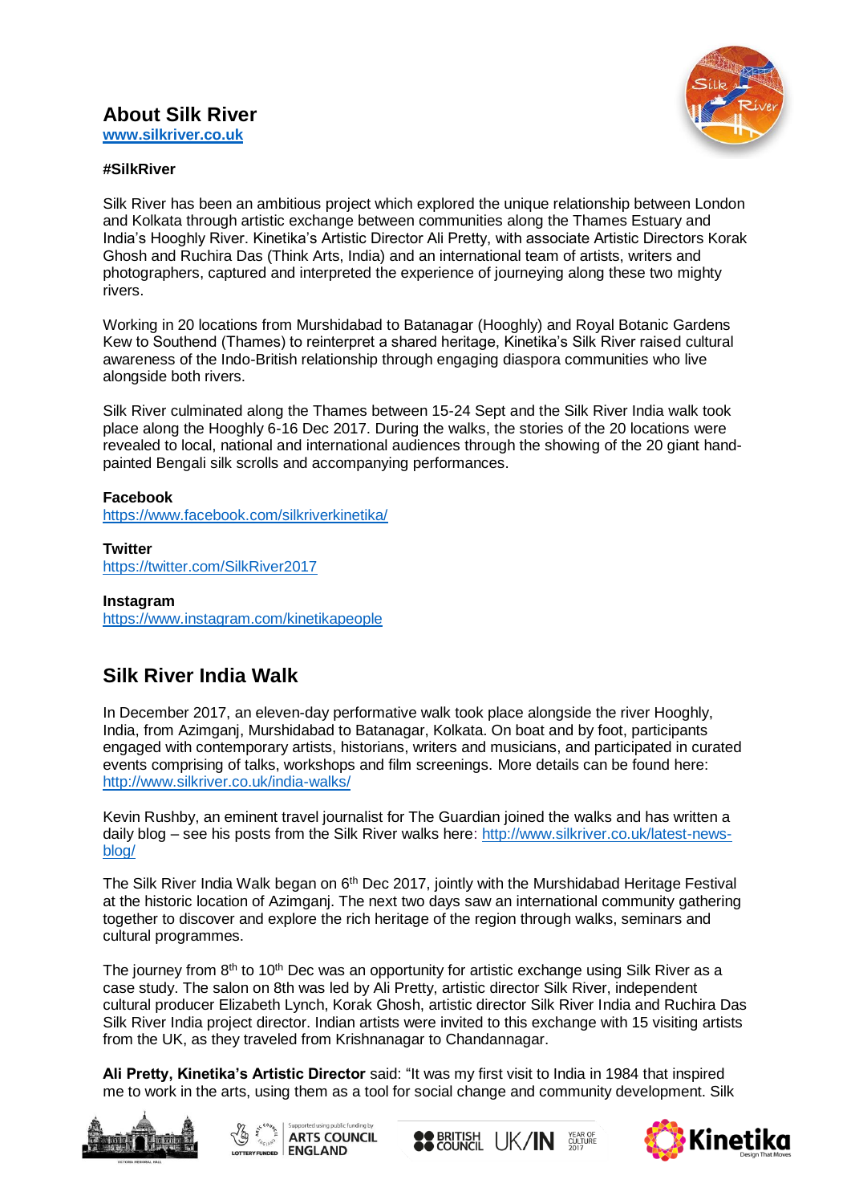## About Silk River

[www.silkriver.co.uk](http://www.silkriver.co.uk)

**#SilkRiver**

Silk River has been an ambitious project which explored the unique relationship between London and Kolkata through artistic exchange between communities along the Thames Estuary and India's Hooghly River. Kinetika's Artistic Director Ali Pretty, with associate Artistic Directors Korak Ghosh and Ruchira Das (Think Arts, India) and an international team of artists, writers and photographers, captured and interpreted the experience of journeying along these two mighty rivers.

Working in 20 locations from Murshidabad to Batanagar (Hooghly) and Royal Botanic Gardens Kew to Southend (Thames) to reinterpret a shared heritage, Kinetika's Silk River raised cultural awareness of the Indo-British relationship through engaging diaspora communities who live alongside both rivers.

Silk River culminated along the Thames between 15-24 Sept and the Silk River India walk took place along the Hooghly 6-16 Dec 2017. During the walks, the stories of the 20 locations were revealed to local, national and international audiences through the showing of the 20 giant hand-painted Bengali silk scrolls and accompanying performances.

**Facebook**
https://www.facebook.com/silkriverkinetika/

**Twitter**
https://twitter.com/SilkRiver2017

**Instagram**
https://www.instagram.com/kinetikapeople

## Silk River India Walk

In December 2017, an eleven-day performative walk took place alongside the river Hooghly, India, from Azimganj, Murshidabad to Batanagar, Kolkata. On boat and by foot, participants engaged with contemporary artists, historians, writers and musicians, and participated in curated events comprising of talks, workshops and film screenings. More details can be found here: http://www.silkriver.co.uk/india-walks/

Kevin Rushby, an eminent travel journalist for The Guardian joined the walks and has written a daily blog – see his posts from the Silk River walks here: http://www.silkriver.co.uk/latest-news-blog/

The Silk River India Walk began on 6th Dec 2017, jointly with the Murshidabad Heritage Festival at the historic location of Azimganj. The next two days saw an international community gathering together to discover and explore the rich heritage of the region through walks, seminars and cultural programmes.

The journey from 8th to 10th Dec was an opportunity for artistic exchange using Silk River as a case study. The salon on 8th was led by Ali Pretty, artistic director Silk River, independent cultural producer Elizabeth Lynch, Korak Ghosh, artistic director Silk River India and Ruchira Das Silk River India project director. Indian artists were invited to this exchange with 15 visiting artists from the UK, as they traveled from Krishnanagar to Chandannagar.

**Ali Pretty, Kinetika's Artistic Director** said: "It was my first visit to India in 1984 that inspired me to work in the arts, using them as a tool for social change and community development. Silk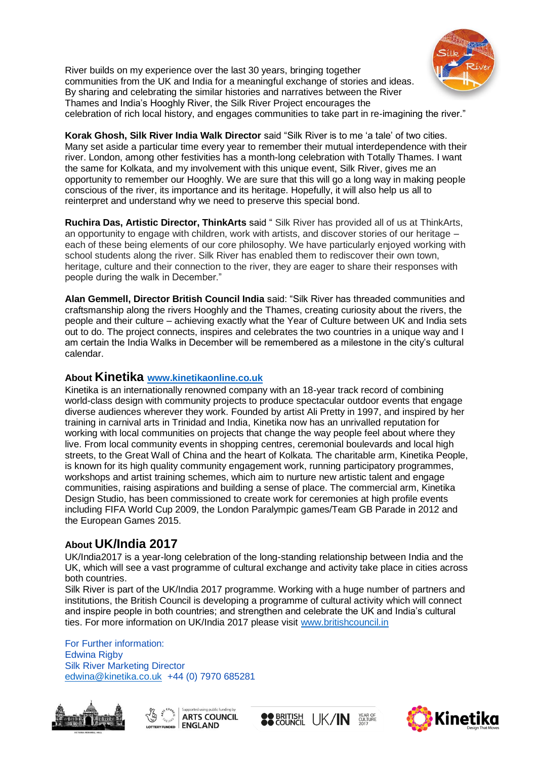River builds on my experience over the last 30 years, bringing together communities from the UK and India for a meaningful exchange of stories and ideas. By sharing and celebrating the similar histories and narratives between the River Thames and India's Hooghly River, the Silk River Project encourages the celebration of rich local history, and engages communities to take part in re-imagining the river."

**Korak Ghosh, Silk River India Walk Director** said "Silk River is to me 'a tale' of two cities. Many set aside a particular time every year to remember their mutual interdependence with their river. London, among other festivities has a month-long celebration with Totally Thames. I want the same for Kolkata, and my involvement with this unique event, Silk River, gives me an opportunity to remember our Hooghly. We are sure that this will go a long way in making people conscious of the river, its importance and its heritage. Hopefully, it will also help us all to reinterpret and understand why we need to preserve this special bond.

**Ruchira Das, Artistic Director, ThinkArts** said " Silk River has provided all of us at ThinkArts, an opportunity to engage with children, work with artists, and discover stories of our heritage – each of these being elements of our core philosophy. We have particularly enjoyed working with school students along the river. Silk River has enabled them to rediscover their own town, heritage, culture and their connection to the river, they are eager to share their responses with people during the walk in December."

**Alan Gemmell, Director British Council India** said: "Silk River has threaded communities and craftsmanship along the rivers Hooghly and the Thames, creating curiosity about the rivers, the people and their culture – achieving exactly what the Year of Culture between UK and India sets out to do. The project connects, inspires and celebrates the two countries in a unique way and I am certain the India Walks in December will be remembered as a milestone in the city's cultural calendar.

## About Kinetika [www.kinetikaonline.co.uk](http://www.kinetikaonline.co.uk)

Kinetika is an internationally renowned company with an 18-year track record of combining world-class design with community projects to produce spectacular outdoor events that engage diverse audiences wherever they work. Founded by artist Ali Pretty in 1997, and inspired by her training in carnival arts in Trinidad and India, Kinetika now has an unrivalled reputation for working with local communities on projects that change the way people feel about where they live. From local community events in shopping centres, ceremonial boulevards and local high streets, to the Great Wall of China and the heart of Kolkata. The charitable arm, Kinetika People, is known for its high quality community engagement work, running participatory programmes, workshops and artist training schemes, which aim to nurture new artistic talent and engage communities, raising aspirations and building a sense of place. The commercial arm, Kinetika Design Studio, has been commissioned to create work for ceremonies at high profile events including FIFA World Cup 2009, the London Paralympic games/Team GB Parade in 2012 and the European Games 2015.

## About UK/India 2017

UK/India2017 is a year-long celebration of the long-standing relationship between India and the UK, which will see a vast programme of cultural exchange and activity take place in cities across both countries.

Silk River is part of the UK/India 2017 programme. Working with a huge number of partners and institutions, the British Council is developing a programme of cultural activity which will connect and inspire people in both countries; and strengthen and celebrate the UK and India's cultural ties. For more information on UK/India 2017 please visit [www.britishcouncil.in](http://www.britishcouncil.in)

For Further information:
Edwina Rigby
Silk River Marketing Director
[edwina@kinetika.co.uk](mailto:edwina@kinetika.co.uk) +44 (0) 7970 685281